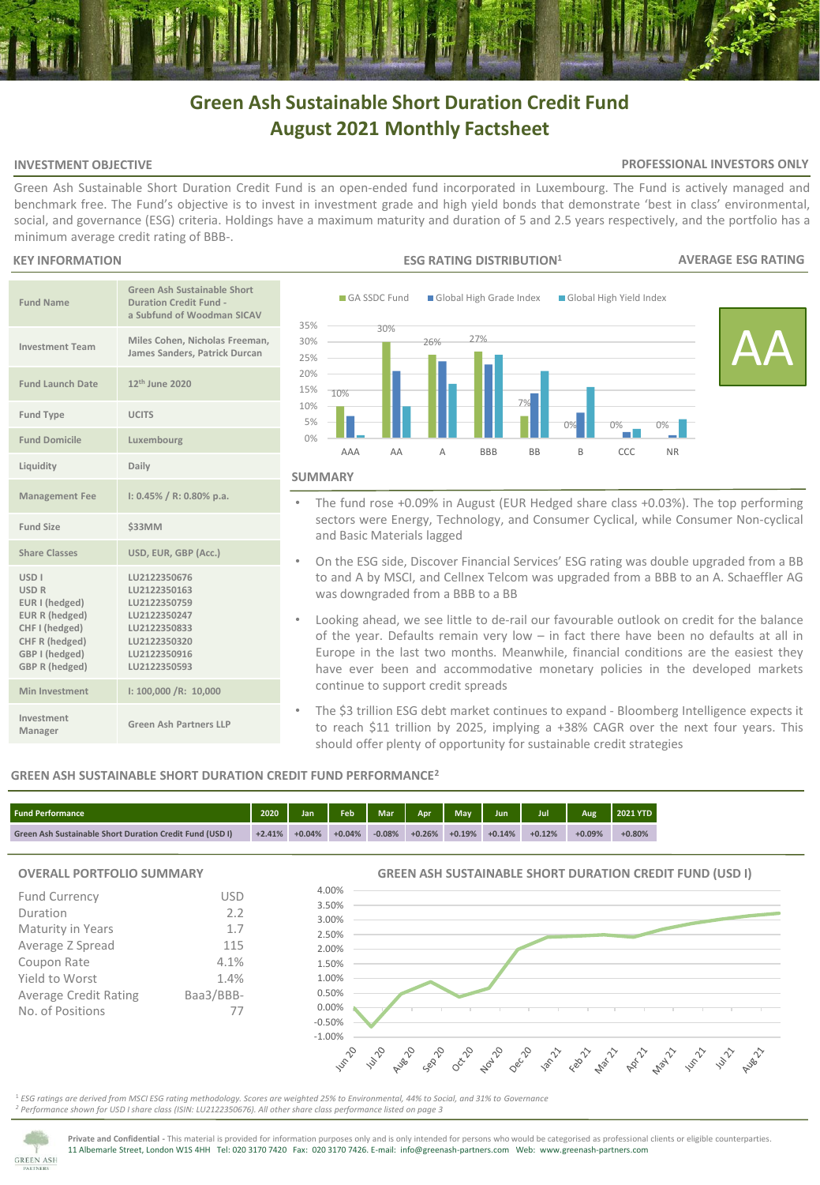# Green Ash Sustainable Short Duration Credit Fund
# August 2021 Monthly Factsheet

## INVESTMENT OBJECTIVE

**PROFESSIONAL INVESTORS ONLY**

Green Ash Sustainable Short Duration Credit Fund is an open-ended fund incorporated in Luxembourg. The Fund is actively managed and benchmark free. The Fund's objective is to invest in investment grade and high yield bonds that demonstrate 'best in class' environmental, social, and governance (ESG) criteria. Holdings have a maximum maturity and duration of 5 and 2.5 years respectively, and the portfolio has a minimum average credit rating of BBB-.

## KEY INFORMATION

| | |
|---|---|
| Fund Name | Green Ash Sustainable Short Duration Credit Fund - a Subfund of Woodman SICAV |
| Investment Team | Miles Cohen, Nicholas Freeman, James Sanders, Patrick Durcan |
| Fund Launch Date | 12th June 2020 |
| Fund Type | UCITS |
| Fund Domicile | Luxembourg |
| Liquidity | Daily |
| Management Fee | I: 0.45% / R: 0.80% p.a. |
| Fund Size | $33MM |
| Share Classes | USD, EUR, GBP (Acc.) |
| USD I<br>USD R<br>EUR I (hedged)<br>EUR R (hedged)<br>CHF I (hedged)<br>CHF R (hedged)<br>GBP I (hedged)<br>GBP R (hedged) | LU2122350676<br>LU2122350163<br>LU2122350759<br>LU2122350247<br>LU2122350833<br>LU2122350320<br>LU2122350916<br>LU2122350593 |
| Min Investment | I: 100,000 /R: 10,000 |
| Investment Manager | Green Ash Partners LLP |

## ESG RATING DISTRIBUTION[1]

| Rating | GA SSDC Fund | Global High Grade Index | Global High Yield Index |
|---|---|---|---|
| AAA | 10% | | |
| AA | 30% | | |
| A | 26% | | |
| BBB | 27% | | |
| BB | 7% | | |
| B | 0% | | |
| CCC | 0% | | |
| NR | 0% | | |

## AVERAGE ESG RATING

**AA**

## SUMMARY

- The fund rose +0.09% in August (EUR Hedged share class +0.03%). The top performing sectors were Energy, Technology, and Consumer Cyclical, while Consumer Non-cyclical and Basic Materials lagged
- On the ESG side, Discover Financial Services' ESG rating was double upgraded from a BB to and A by MSCI, and Cellnex Telcom was upgraded from a BBB to an A. Schaeffler AG was downgraded from a BBB to a BB
- Looking ahead, we see little to de-rail our favourable outlook on credit for the balance of the year. Defaults remain very low – in fact there have been no defaults at all in Europe in the last two months. Meanwhile, financial conditions are the easiest they have ever been and accommodative monetary policies in the developed markets continue to support credit spreads
- The $3 trillion ESG debt market continues to expand - Bloomberg Intelligence expects it to reach $11 trillion by 2025, implying a +38% CAGR over the next four years. This should offer plenty of opportunity for sustainable credit strategies

## GREEN ASH SUSTAINABLE SHORT DURATION CREDIT FUND PERFORMANCE[2]

| Fund Performance | 2020 | Jan | Feb | Mar | Apr | May | Jun | Jul | Aug | 2021 YTD |
|---|---|---|---|---|---|---|---|---|---|---|
| Green Ash Sustainable Short Duration Credit Fund (USD I) | +2.41% | +0.04% | +0.04% | -0.08% | +0.26% | +0.19% | +0.14% | +0.12% | +0.09% | +0.80% |

## OVERALL PORTFOLIO SUMMARY

| | |
|---|---|
| Fund Currency | USD |
| Duration | 2.2 |
| Maturity in Years | 1.7 |
| Average Z Spread | 115 |
| Coupon Rate | 4.1% |
| Yield to Worst | 1.4% |
| Average Credit Rating | Baa3/BBB- |
| No. of Positions | 77 |

## GREEN ASH SUSTAINABLE SHORT DURATION CREDIT FUND (USD I)

[1] ESG ratings are derived from MSCI ESG rating methodology. Scores are weighted 25% to Environmental, 44% to Social, and 31% to Governance
[2] Performance shown for USD I share class (ISIN: LU2122350676). All other share class performance listed on page 3

**Private and Confidential** - This material is provided for information purposes only and is only intended for persons who would be categorised as professional clients or eligible counterparties.
11 Albemarle Street, London W1S 4HH Tel: 020 3170 7420 Fax: 020 3170 7426. E-mail: info@greenash-partners.com Web: www.greenash-partners.com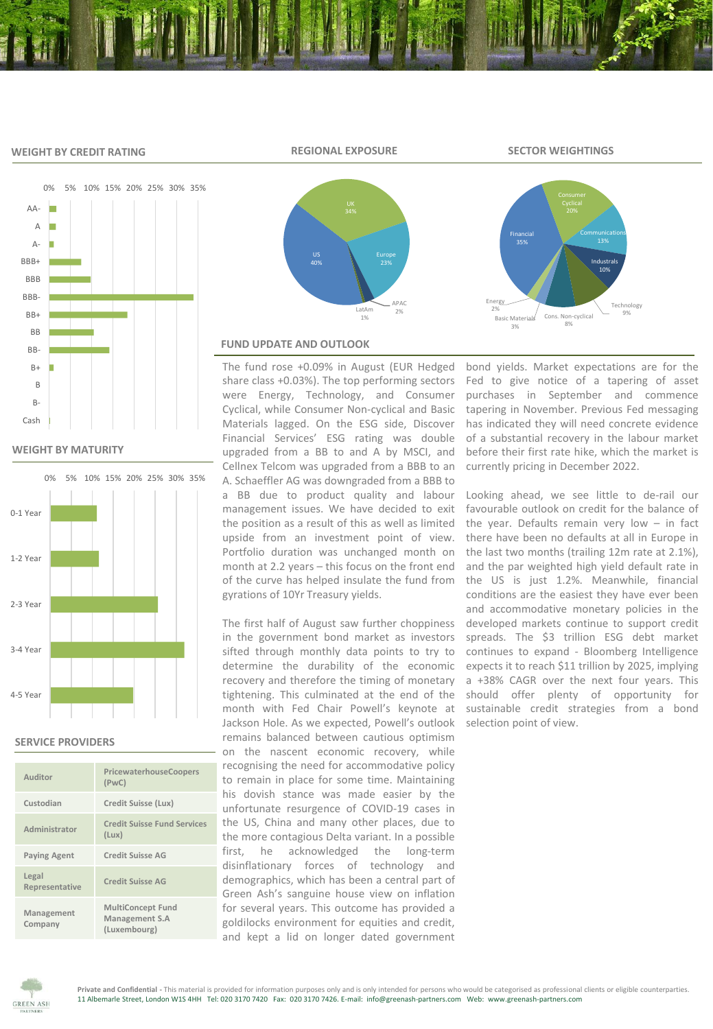## WEIGHT BY CREDIT RATING

## REGIONAL EXPOSURE

| Region | Weight |
|---|---|
| US | 40% |
| UK | 34% |
| Europe | 23% |
| APAC | 2% |
| LatAm | 1% |

## SECTOR WEIGHTINGS

| Sector | Weight |
|---|---|
| Financial | 35% |
| Consumer Cyclical | 20% |
| Communications | 13% |
| Industrals | 10% |
| Technology | 9% |
| Cons. Non-cyclical | 8% |
| Basic Materials | 3% |
| Energy | 2% |

## WEIGHT BY MATURITY

## SERVICE PROVIDERS

| | |
|---|---|
| Auditor | PricewaterhouseCoopers (PwC) |
| Custodian | Credit Suisse (Lux) |
| Administrator | Credit Suisse Fund Services (Lux) |
| Paying Agent | Credit Suisse AG |
| Legal Representative | Credit Suisse AG |
| Management Company | MultiConcept Fund Management S.A (Luxembourg) |

## FUND UPDATE AND OUTLOOK

The fund rose +0.09% in August (EUR Hedged share class +0.03%). The top performing sectors were Energy, Technology, and Consumer Cyclical, while Consumer Non-cyclical and Basic Materials lagged. On the ESG side, Discover Financial Services' ESG rating was double upgraded from a BB to and A by MSCI, and Cellnex Telcom was upgraded from a BBB to an A. Schaeffler AG was downgraded from a BBB to a BB due to product quality and labour management issues. We have decided to exit the position as a result of this as well as limited upside from an investment point of view. Portfolio duration was unchanged month on month at 2.2 years – this focus on the front end of the curve has helped insulate the fund from gyrations of 10Yr Treasury yields.

The first half of August saw further choppiness in the government bond market as investors sifted through monthly data points to try to determine the durability of the economic recovery and therefore the timing of monetary tightening. This culminated at the end of the month with Fed Chair Powell's keynote at Jackson Hole. As we expected, Powell's outlook remains balanced between cautious optimism on the nascent economic recovery, while recognising the need for accommodative policy to remain in place for some time. Maintaining his dovish stance was made easier by the unfortunate resurgence of COVID-19 cases in the US, China and many other places, due to the more contagious Delta variant. In a possible first, he acknowledged the long-term disinflationary forces of technology and demographics, which has been a central part of Green Ash's sanguine house view on inflation for several years. This outcome has provided a goldilocks environment for equities and credit, and kept a lid on longer dated government bond yields. Market expectations are for the Fed to give notice of a tapering of asset purchases in September and commence tapering in November. Previous Fed messaging has indicated they will need concrete evidence of a substantial recovery in the labour market before their first rate hike, which the market is currently pricing in December 2022.

Looking ahead, we see little to de-rail our favourable outlook on credit for the balance of the year. Defaults remain very low – in fact there have been no defaults at all in Europe in the last two months (trailing 12m rate at 2.1%), and the par weighted high yield default rate in the US is just 1.2%. Meanwhile, financial conditions are the easiest they have ever been and accommodative monetary policies in the developed markets continue to support credit spreads. The $3 trillion ESG debt market continues to expand - Bloomberg Intelligence expects it to reach $11 trillion by 2025, implying a +38% CAGR over the next four years. This should offer plenty of opportunity for sustainable credit strategies from a bond selection point of view.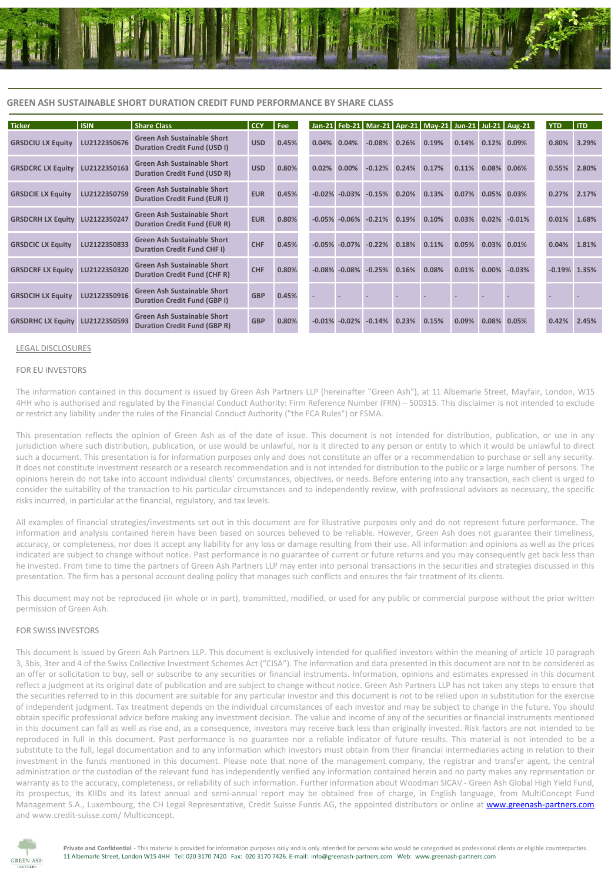## GREEN ASH SUSTAINABLE SHORT DURATION CREDIT FUND PERFORMANCE BY SHARE CLASS

| Ticker | ISIN | Share Class | CCY | Fee | Jan-21 | Feb-21 | Mar-21 | Apr-21 | May-21 | Jun-21 | Jul-21 | Aug-21 | YTD | ITD |
|---|---|---|---|---|---|---|---|---|---|---|---|---|---|---|
| GRSDCIU LX Equity | LU2122350676 | Green Ash Sustainable Short Duration Credit Fund (USD I) | USD | 0.45% | 0.04% | 0.04% | -0.08% | 0.26% | 0.19% | 0.14% | 0.12% | 0.09% | 0.80% | 3.29% |
| GRSDCRC LX Equity | LU2122350163 | Green Ash Sustainable Short Duration Credit Fund (USD R) | USD | 0.80% | 0.02% | 0.00% | -0.12% | 0.24% | 0.17% | 0.11% | 0.08% | 0.06% | 0.55% | 2.80% |
| GRSDCIE LX Equity | LU2122350759 | Green Ash Sustainable Short Duration Credit Fund (EUR I) | EUR | 0.45% | -0.02% | -0.03% | -0.15% | 0.20% | 0.13% | 0.07% | 0.05% | 0.03% | 0.27% | 2.17% |
| GRSDCRH LX Equity | LU2122350247 | Green Ash Sustainable Short Duration Credit Fund (EUR R) | EUR | 0.80% | -0.05% | -0.06% | -0.21% | 0.19% | 0.10% | 0.03% | 0.02% | -0.01% | 0.01% | 1.68% |
| GRSDCIC LX Equity | LU2122350833 | Green Ash Sustainable Short Duration Credit Fund CHF I) | CHF | 0.45% | -0.05% | -0.07% | -0.22% | 0.18% | 0.11% | 0.05% | 0.03% | 0.01% | 0.04% | 1.81% |
| GRSDCRF LX Equity | LU2122350320 | Green Ash Sustainable Short Duration Credit Fund (CHF R) | CHF | 0.80% | -0.08% | -0.08% | -0.25% | 0.16% | 0.08% | 0.01% | 0.00% | -0.03% | -0.19% | 1.35% |
| GRSDCIH LX Equity | LU2122350916 | Green Ash Sustainable Short Duration Credit Fund (GBP I) | GBP | 0.45% | - | - | - | - | - | - | - | - | - | - |
| GRSDRHC LX Equity | LU2122350593 | Green Ash Sustainable Short Duration Credit Fund (GBP R) | GBP | 0.80% | -0.01% | -0.02% | -0.14% | 0.23% | 0.15% | 0.09% | 0.08% | 0.05% | 0.42% | 2.45% |

LEGAL DISCLOSURES

FOR EU INVESTORS

The information contained in this document is issued by Green Ash Partners LLP (hereinafter "Green Ash"), at 11 Albemarle Street, Mayfair, London, W1S 4HH who is authorised and regulated by the Financial Conduct Authority: Firm Reference Number (FRN) – 500315. This disclaimer is not intended to exclude or restrict any liability under the rules of the Financial Conduct Authority ("the FCA Rules") or FSMA.

This presentation reflects the opinion of Green Ash as of the date of issue. This document is not intended for distribution, publication, or use in any jurisdiction where such distribution, publication, or use would be unlawful, nor is it directed to any person or entity to which it would be unlawful to direct such a document. This presentation is for information purposes only and does not constitute an offer or a recommendation to purchase or sell any security. It does not constitute investment research or a research recommendation and is not intended for distribution to the public or a large number of persons. The opinions herein do not take into account individual clients' circumstances, objectives, or needs. Before entering into any transaction, each client is urged to consider the suitability of the transaction to his particular circumstances and to independently review, with professional advisors as necessary, the specific risks incurred, in particular at the financial, regulatory, and tax levels.

All examples of financial strategies/investments set out in this document are for illustrative purposes only and do not represent future performance. The information and analysis contained herein have been based on sources believed to be reliable. However, Green Ash does not guarantee their timeliness, accuracy, or completeness, nor does it accept any liability for any loss or damage resulting from their use. All information and opinions as well as the prices indicated are subject to change without notice. Past performance is no guarantee of current or future returns and you may consequently get back less than he invested. From time to time the partners of Green Ash Partners LLP may enter into personal transactions in the securities and strategies discussed in this presentation. The firm has a personal account dealing policy that manages such conflicts and ensures the fair treatment of its clients.

This document may not be reproduced (in whole or in part), transmitted, modified, or used for any public or commercial purpose without the prior written permission of Green Ash.

FOR SWISS INVESTORS

This document is issued by Green Ash Partners LLP. This document is exclusively intended for qualified investors within the meaning of article 10 paragraph 3, 3bis, 3ter and 4 of the Swiss Collective Investment Schemes Act ("CISA"). The information and data presented in this document are not to be considered as an offer or solicitation to buy, sell or subscribe to any securities or financial instruments. Information, opinions and estimates expressed in this document reflect a judgment at its original date of publication and are subject to change without notice. Green Ash Partners LLP has not taken any steps to ensure that the securities referred to in this document are suitable for any particular investor and this document is not to be relied upon in substitution for the exercise of independent judgment. Tax treatment depends on the individual circumstances of each investor and may be subject to change in the future. You should obtain specific professional advice before making any investment decision. The value and income of any of the securities or financial instruments mentioned in this document can fall as well as rise and, as a consequence, investors may receive back less than originally invested. Risk factors are not intended to be reproduced in full in this document. Past performance is no guarantee nor a reliable indicator of future results. This material is not intended to be a substitute to the full, legal documentation and to any information which investors must obtain from their financial intermediaries acting in relation to their investment in the funds mentioned in this document. Please note that none of the management company, the registrar and transfer agent, the central administration or the custodian of the relevant fund has independently verified any information contained herein and no party makes any representation or warranty as to the accuracy, completeness, or reliability of such information. Further information about Woodman SICAV - Green Ash Global High Yield Fund, its prospectus, its KIIDs and its latest annual and semi-annual report may be obtained free of charge, in English language, from MultiConcept Fund Management S.A., Luxembourg, the CH Legal Representative, Credit Suisse Funds AG, the appointed distributors or online at www.greenash-partners.com and www.credit-suisse.com/ Multiconcept.

**Private and Confidential** - This material is provided for information purposes only and is only intended for persons who would be categorised as professional clients or eligible counterparties.
11 Albemarle Street, London W1S 4HH Tel: 020 3170 7420 Fax: 020 3170 7426. E-mail: info@greenash-partners.com Web: www.greenash-partners.com